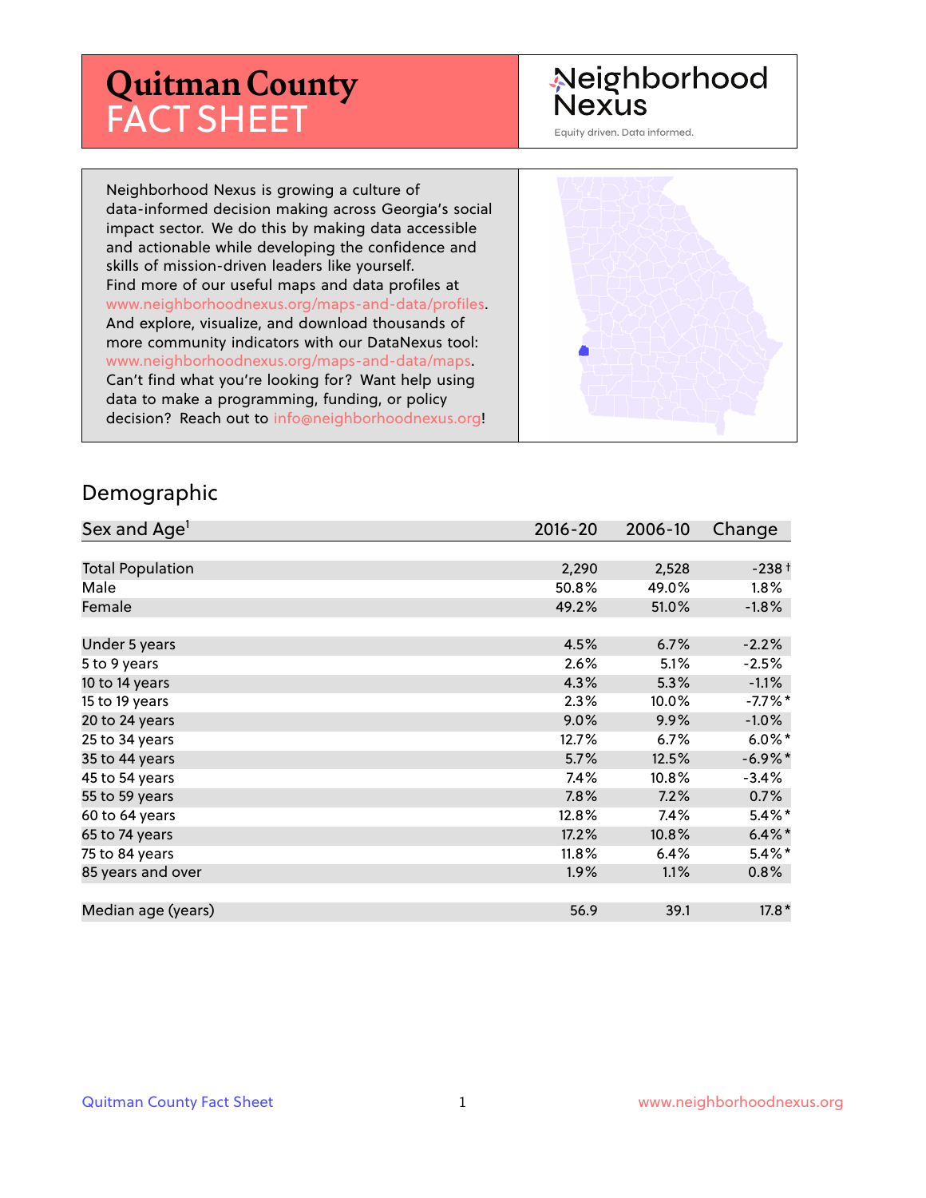# Quitman County FACT SHEET

Neighborhood Nexus

Equity driven. Data informed.

Neighborhood Nexus is growing a culture of data-informed decision making across Georgia's social impact sector. We do this by making data accessible and actionable while developing the confidence and skills of mission-driven leaders like yourself. Find more of our useful maps and data profiles at www.neighborhoodnexus.org/maps-and-data/profiles. And explore, visualize, and download thousands of more community indicators with our DataNexus tool: www.neighborhoodnexus.org/maps-and-data/maps. Can't find what you're looking for? Want help using data to make a programming, funding, or policy decision? Reach out to info@neighborhoodnexus.org!

## Demographic

| Sex and Age[1] | 2016-20 | 2006-10 | Change |
|---|---|---|---|
| Total Population | 2,290 | 2,528 | -238 † |
| Male | 50.8% | 49.0% | 1.8% |
| Female | 49.2% | 51.0% | -1.8% |
| | | | |
| Under 5 years | 4.5% | 6.7% | -2.2% |
| 5 to 9 years | 2.6% | 5.1% | -2.5% |
| 10 to 14 years | 4.3% | 5.3% | -1.1% |
| 15 to 19 years | 2.3% | 10.0% | -7.7% * |
| 20 to 24 years | 9.0% | 9.9% | -1.0% |
| 25 to 34 years | 12.7% | 6.7% | 6.0% * |
| 35 to 44 years | 5.7% | 12.5% | -6.9% * |
| 45 to 54 years | 7.4% | 10.8% | -3.4% |
| 55 to 59 years | 7.8% | 7.2% | 0.7% |
| 60 to 64 years | 12.8% | 7.4% | 5.4% * |
| 65 to 74 years | 17.2% | 10.8% | 6.4% * |
| 75 to 84 years | 11.8% | 6.4% | 5.4% * |
| 85 years and over | 1.9% | 1.1% | 0.8% |
| | | | |
| Median age (years) | 56.9 | 39.1 | 17.8 * |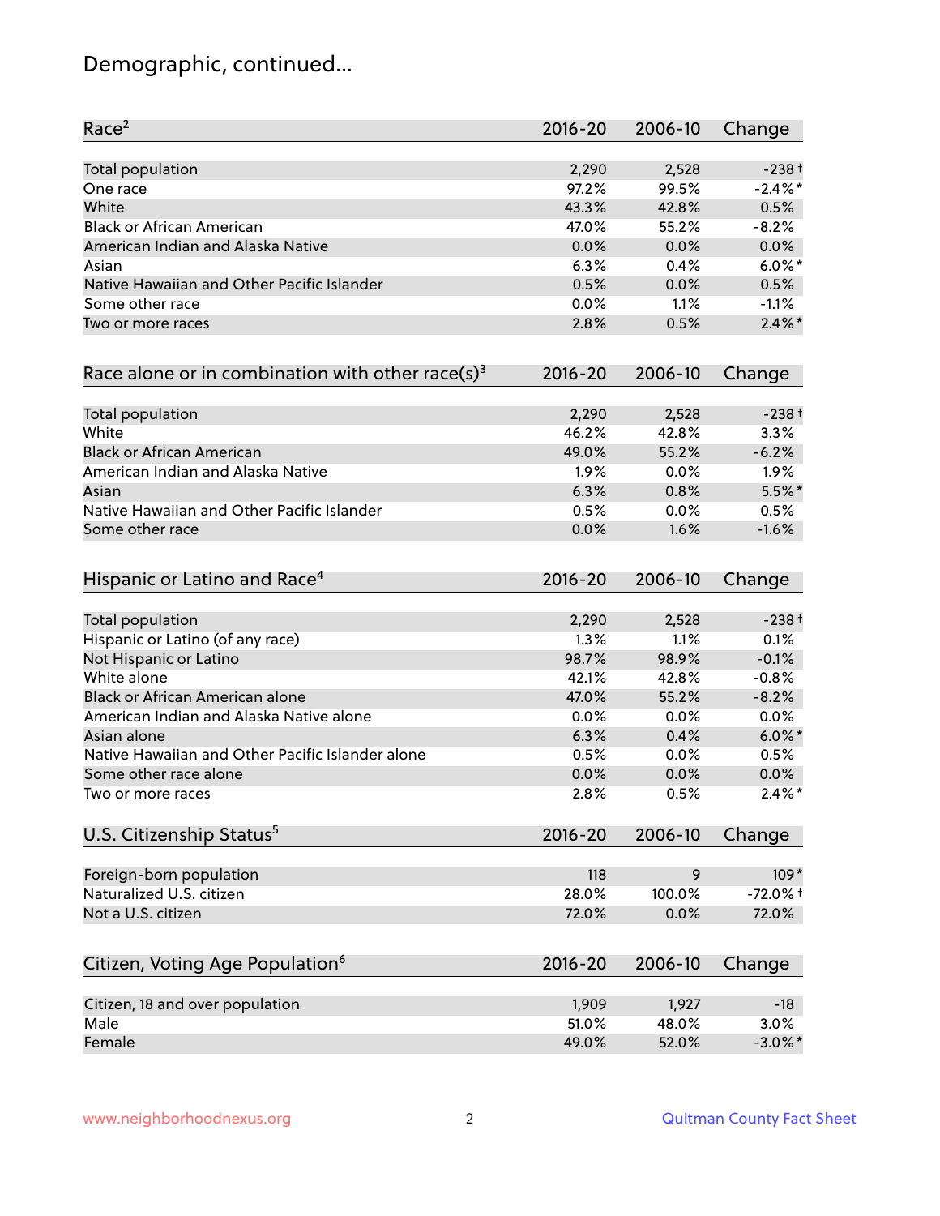# Demographic, continued...

| Race[2] | 2016-20 | 2006-10 | Change |
|---|---|---|---|
| Total population | 2,290 | 2,528 | -238 † |
| One race | 97.2% | 99.5% | -2.4% * |
| White | 43.3% | 42.8% | 0.5% |
| Black or African American | 47.0% | 55.2% | -8.2% |
| American Indian and Alaska Native | 0.0% | 0.0% | 0.0% |
| Asian | 6.3% | 0.4% | 6.0% * |
| Native Hawaiian and Other Pacific Islander | 0.5% | 0.0% | 0.5% |
| Some other race | 0.0% | 1.1% | -1.1% |
| Two or more races | 2.8% | 0.5% | 2.4% * |

| Race alone or in combination with other race(s)[3] | 2016-20 | 2006-10 | Change |
|---|---|---|---|
| Total population | 2,290 | 2,528 | -238 † |
| White | 46.2% | 42.8% | 3.3% |
| Black or African American | 49.0% | 55.2% | -6.2% |
| American Indian and Alaska Native | 1.9% | 0.0% | 1.9% |
| Asian | 6.3% | 0.8% | 5.5% * |
| Native Hawaiian and Other Pacific Islander | 0.5% | 0.0% | 0.5% |
| Some other race | 0.0% | 1.6% | -1.6% |

| Hispanic or Latino and Race[4] | 2016-20 | 2006-10 | Change |
|---|---|---|---|
| Total population | 2,290 | 2,528 | -238 † |
| Hispanic or Latino (of any race) | 1.3% | 1.1% | 0.1% |
| Not Hispanic or Latino | 98.7% | 98.9% | -0.1% |
| White alone | 42.1% | 42.8% | -0.8% |
| Black or African American alone | 47.0% | 55.2% | -8.2% |
| American Indian and Alaska Native alone | 0.0% | 0.0% | 0.0% |
| Asian alone | 6.3% | 0.4% | 6.0% * |
| Native Hawaiian and Other Pacific Islander alone | 0.5% | 0.0% | 0.5% |
| Some other race alone | 0.0% | 0.0% | 0.0% |
| Two or more races | 2.8% | 0.5% | 2.4% * |

| U.S. Citizenship Status[5] | 2016-20 | 2006-10 | Change |
|---|---|---|---|
| Foreign-born population | 118 | 9 | 109 * |
| Naturalized U.S. citizen | 28.0% | 100.0% | -72.0% † |
| Not a U.S. citizen | 72.0% | 0.0% | 72.0% |

| Citizen, Voting Age Population[6] | 2016-20 | 2006-10 | Change |
|---|---|---|---|
| Citizen, 18 and over population | 1,909 | 1,927 | -18 |
| Male | 51.0% | 48.0% | 3.0% |
| Female | 49.0% | 52.0% | -3.0% * |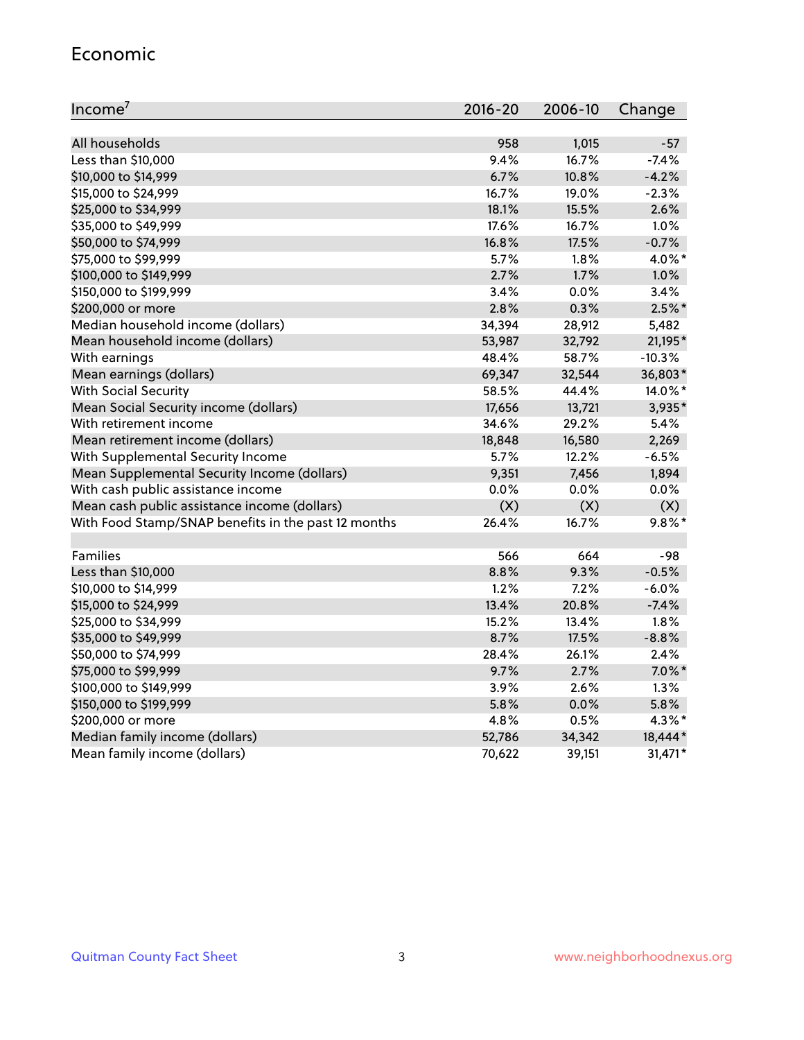# Economic

| Income[7] | 2016-20 | 2006-10 | Change |
|---|---|---|---|
| All households | 958 | 1,015 | -57 |
| Less than $10,000 | 9.4% | 16.7% | -7.4% |
| $10,000 to $14,999 | 6.7% | 10.8% | -4.2% |
| $15,000 to $24,999 | 16.7% | 19.0% | -2.3% |
| $25,000 to $34,999 | 18.1% | 15.5% | 2.6% |
| $35,000 to $49,999 | 17.6% | 16.7% | 1.0% |
| $50,000 to $74,999 | 16.8% | 17.5% | -0.7% |
| $75,000 to $99,999 | 5.7% | 1.8% | 4.0%* |
| $100,000 to $149,999 | 2.7% | 1.7% | 1.0% |
| $150,000 to $199,999 | 3.4% | 0.0% | 3.4% |
| $200,000 or more | 2.8% | 0.3% | 2.5%* |
| Median household income (dollars) | 34,394 | 28,912 | 5,482 |
| Mean household income (dollars) | 53,987 | 32,792 | 21,195* |
| With earnings | 48.4% | 58.7% | -10.3% |
| Mean earnings (dollars) | 69,347 | 32,544 | 36,803* |
| With Social Security | 58.5% | 44.4% | 14.0%* |
| Mean Social Security income (dollars) | 17,656 | 13,721 | 3,935* |
| With retirement income | 34.6% | 29.2% | 5.4% |
| Mean retirement income (dollars) | 18,848 | 16,580 | 2,269 |
| With Supplemental Security Income | 5.7% | 12.2% | -6.5% |
| Mean Supplemental Security Income (dollars) | 9,351 | 7,456 | 1,894 |
| With cash public assistance income | 0.0% | 0.0% | 0.0% |
| Mean cash public assistance income (dollars) | (X) | (X) | (X) |
| With Food Stamp/SNAP benefits in the past 12 months | 26.4% | 16.7% | 9.8%* |
| | | | |
| Families | 566 | 664 | -98 |
| Less than $10,000 | 8.8% | 9.3% | -0.5% |
| $10,000 to $14,999 | 1.2% | 7.2% | -6.0% |
| $15,000 to $24,999 | 13.4% | 20.8% | -7.4% |
| $25,000 to $34,999 | 15.2% | 13.4% | 1.8% |
| $35,000 to $49,999 | 8.7% | 17.5% | -8.8% |
| $50,000 to $74,999 | 28.4% | 26.1% | 2.4% |
| $75,000 to $99,999 | 9.7% | 2.7% | 7.0%* |
| $100,000 to $149,999 | 3.9% | 2.6% | 1.3% |
| $150,000 to $199,999 | 5.8% | 0.0% | 5.8% |
| $200,000 or more | 4.8% | 0.5% | 4.3%* |
| Median family income (dollars) | 52,786 | 34,342 | 18,444* |
| Mean family income (dollars) | 70,622 | 39,151 | 31,471* |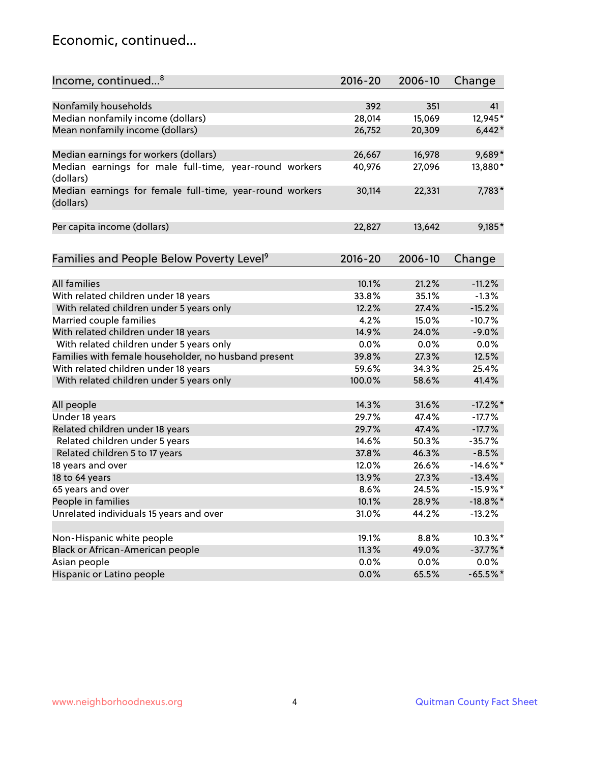# Economic, continued...

| Income, continued...[8] | 2016-20 | 2006-10 | Change |
|---|---|---|---|
| Nonfamily households | 392 | 351 | 41 |
| Median nonfamily income (dollars) | 28,014 | 15,069 | 12,945* |
| Mean nonfamily income (dollars) | 26,752 | 20,309 | 6,442* |
| Median earnings for workers (dollars) | 26,667 | 16,978 | 9,689* |
| Median earnings for male full-time, year-round workers (dollars) | 40,976 | 27,096 | 13,880* |
| Median earnings for female full-time, year-round workers (dollars) | 30,114 | 22,331 | 7,783* |
| Per capita income (dollars) | 22,827 | 13,642 | 9,185* |

| Families and People Below Poverty Level[9] | 2016-20 | 2006-10 | Change |
|---|---|---|---|
| All families | 10.1% | 21.2% | -11.2% |
| With related children under 18 years | 33.8% | 35.1% | -1.3% |
| With related children under 5 years only | 12.2% | 27.4% | -15.2% |
| Married couple families | 4.2% | 15.0% | -10.7% |
| With related children under 18 years | 14.9% | 24.0% | -9.0% |
| With related children under 5 years only | 0.0% | 0.0% | 0.0% |
| Families with female householder, no husband present | 39.8% | 27.3% | 12.5% |
| With related children under 18 years | 59.6% | 34.3% | 25.4% |
| With related children under 5 years only | 100.0% | 58.6% | 41.4% |
| All people | 14.3% | 31.6% | -17.2%* |
| Under 18 years | 29.7% | 47.4% | -17.7% |
| Related children under 18 years | 29.7% | 47.4% | -17.7% |
| Related children under 5 years | 14.6% | 50.3% | -35.7% |
| Related children 5 to 17 years | 37.8% | 46.3% | -8.5% |
| 18 years and over | 12.0% | 26.6% | -14.6%* |
| 18 to 64 years | 13.9% | 27.3% | -13.4% |
| 65 years and over | 8.6% | 24.5% | -15.9%* |
| People in families | 10.1% | 28.9% | -18.8%* |
| Unrelated individuals 15 years and over | 31.0% | 44.2% | -13.2% |
| Non-Hispanic white people | 19.1% | 8.8% | 10.3%* |
| Black or African-American people | 11.3% | 49.0% | -37.7%* |
| Asian people | 0.0% | 0.0% | 0.0% |
| Hispanic or Latino people | 0.0% | 65.5% | -65.5%* |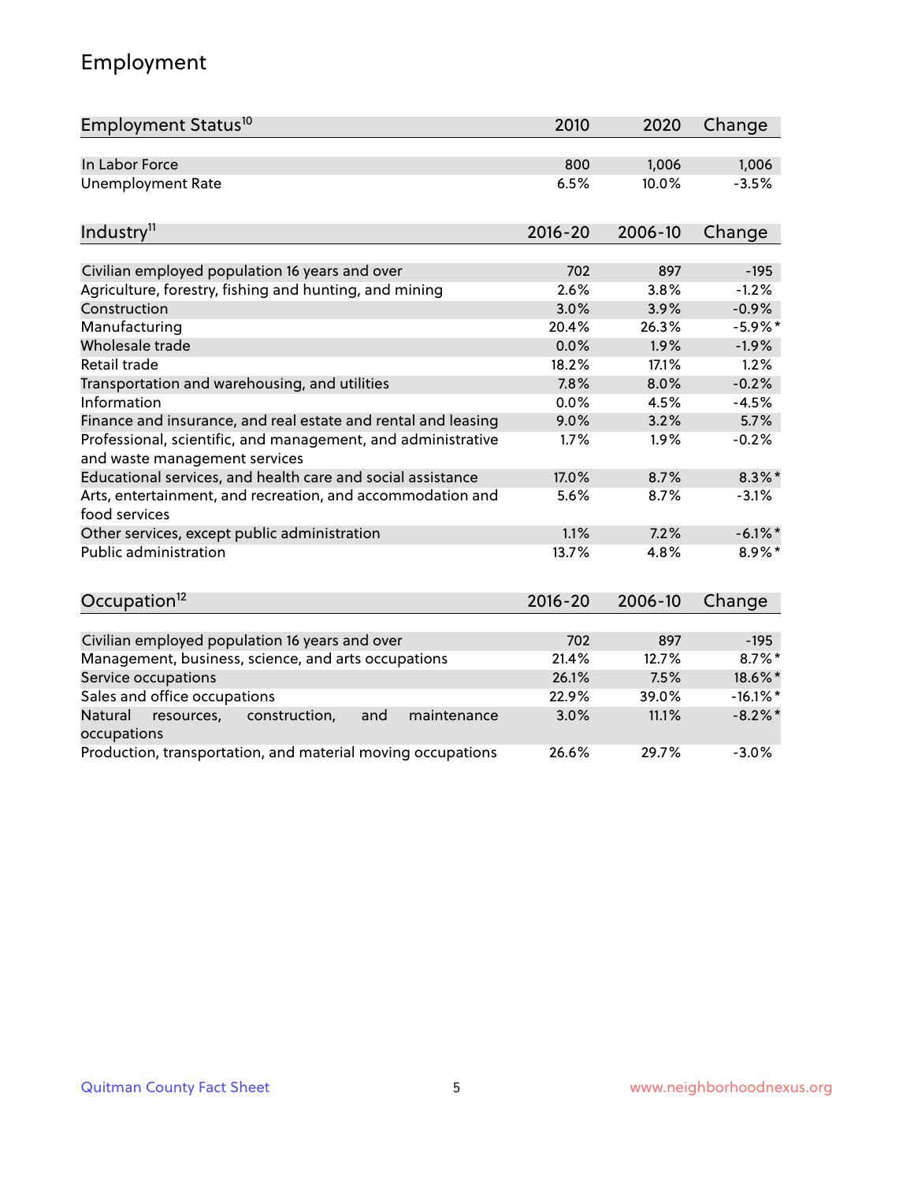# Employment

| Employment Status[10] | 2010 | 2020 | Change |
|---|---|---|---|
| In Labor Force | 800 | 1,006 | 1,006 |
| Unemployment Rate | 6.5% | 10.0% | -3.5% |

| Industry[11] | 2016-20 | 2006-10 | Change |
|---|---|---|---|
| Civilian employed population 16 years and over | 702 | 897 | -195 |
| Agriculture, forestry, fishing and hunting, and mining | 2.6% | 3.8% | -1.2% |
| Construction | 3.0% | 3.9% | -0.9% |
| Manufacturing | 20.4% | 26.3% | -5.9%* |
| Wholesale trade | 0.0% | 1.9% | -1.9% |
| Retail trade | 18.2% | 17.1% | 1.2% |
| Transportation and warehousing, and utilities | 7.8% | 8.0% | -0.2% |
| Information | 0.0% | 4.5% | -4.5% |
| Finance and insurance, and real estate and rental and leasing | 9.0% | 3.2% | 5.7% |
| Professional, scientific, and management, and administrative and waste management services | 1.7% | 1.9% | -0.2% |
| Educational services, and health care and social assistance | 17.0% | 8.7% | 8.3%* |
| Arts, entertainment, and recreation, and accommodation and food services | 5.6% | 8.7% | -3.1% |
| Other services, except public administration | 1.1% | 7.2% | -6.1%* |
| Public administration | 13.7% | 4.8% | 8.9%* |

| Occupation[12] | 2016-20 | 2006-10 | Change |
|---|---|---|---|
| Civilian employed population 16 years and over | 702 | 897 | -195 |
| Management, business, science, and arts occupations | 21.4% | 12.7% | 8.7%* |
| Service occupations | 26.1% | 7.5% | 18.6%* |
| Sales and office occupations | 22.9% | 39.0% | -16.1%* |
| Natural resources, construction, and maintenance occupations | 3.0% | 11.1% | -8.2%* |
| Production, transportation, and material moving occupations | 26.6% | 29.7% | -3.0% |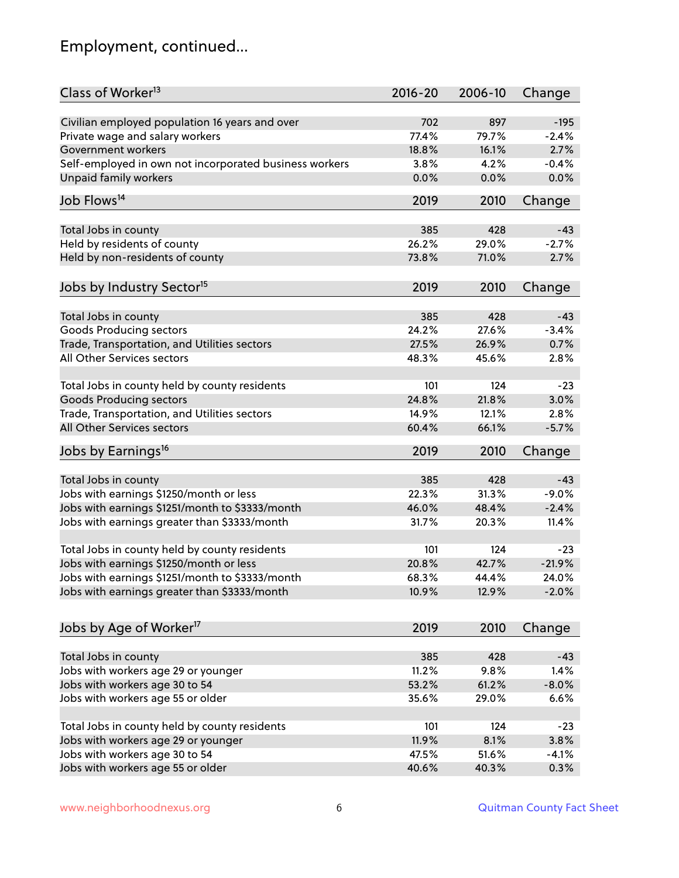## Employment, continued...

| Class of Worker[13] | 2016-20 | 2006-10 | Change |
|---|---|---|---|
| Civilian employed population 16 years and over | 702 | 897 | -195 |
| Private wage and salary workers | 77.4% | 79.7% | -2.4% |
| Government workers | 18.8% | 16.1% | 2.7% |
| Self-employed in own not incorporated business workers | 3.8% | 4.2% | -0.4% |
| Unpaid family workers | 0.0% | 0.0% | 0.0% |

| Job Flows[14] | 2019 | 2010 | Change |
|---|---|---|---|
| Total Jobs in county | 385 | 428 | -43 |
| Held by residents of county | 26.2% | 29.0% | -2.7% |
| Held by non-residents of county | 73.8% | 71.0% | 2.7% |

| Jobs by Industry Sector[15] | 2019 | 2010 | Change |
|---|---|---|---|
| Total Jobs in county | 385 | 428 | -43 |
| Goods Producing sectors | 24.2% | 27.6% | -3.4% |
| Trade, Transportation, and Utilities sectors | 27.5% | 26.9% | 0.7% |
| All Other Services sectors | 48.3% | 45.6% | 2.8% |
| | | | |
| Total Jobs in county held by county residents | 101 | 124 | -23 |
| Goods Producing sectors | 24.8% | 21.8% | 3.0% |
| Trade, Transportation, and Utilities sectors | 14.9% | 12.1% | 2.8% |
| All Other Services sectors | 60.4% | 66.1% | -5.7% |

| Jobs by Earnings[16] | 2019 | 2010 | Change |
|---|---|---|---|
| Total Jobs in county | 385 | 428 | -43 |
| Jobs with earnings $1250/month or less | 22.3% | 31.3% | -9.0% |
| Jobs with earnings $1251/month to $3333/month | 46.0% | 48.4% | -2.4% |
| Jobs with earnings greater than $3333/month | 31.7% | 20.3% | 11.4% |
| | | | |
| Total Jobs in county held by county residents | 101 | 124 | -23 |
| Jobs with earnings $1250/month or less | 20.8% | 42.7% | -21.9% |
| Jobs with earnings $1251/month to $3333/month | 68.3% | 44.4% | 24.0% |
| Jobs with earnings greater than $3333/month | 10.9% | 12.9% | -2.0% |

| Jobs by Age of Worker[17] | 2019 | 2010 | Change |
|---|---|---|---|
| Total Jobs in county | 385 | 428 | -43 |
| Jobs with workers age 29 or younger | 11.2% | 9.8% | 1.4% |
| Jobs with workers age 30 to 54 | 53.2% | 61.2% | -8.0% |
| Jobs with workers age 55 or older | 35.6% | 29.0% | 6.6% |
| | | | |
| Total Jobs in county held by county residents | 101 | 124 | -23 |
| Jobs with workers age 29 or younger | 11.9% | 8.1% | 3.8% |
| Jobs with workers age 30 to 54 | 47.5% | 51.6% | -4.1% |
| Jobs with workers age 55 or older | 40.6% | 40.3% | 0.3% |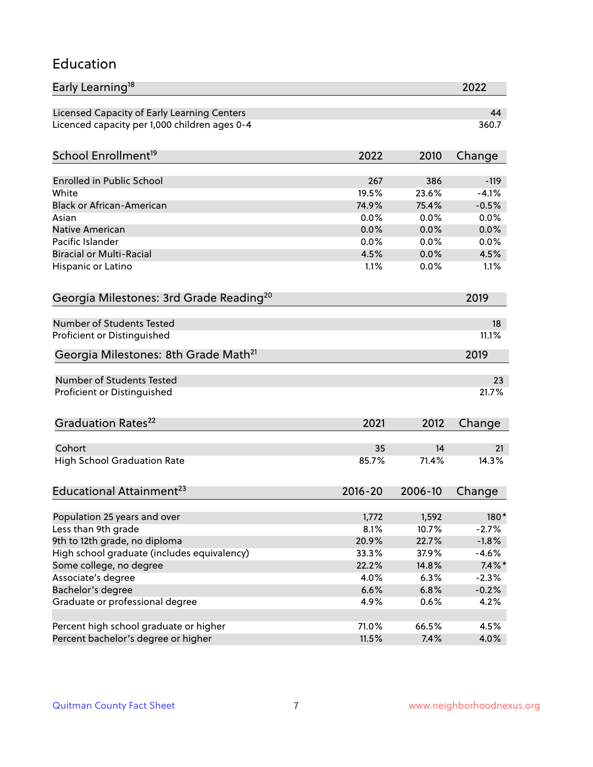# Education

| Early Learning[18] | 2022 |
|---|---|
| Licensed Capacity of Early Learning Centers | 44 |
| Licenced capacity per 1,000 children ages 0-4 | 360.7 |

| School Enrollment[19] | 2022 | 2010 | Change |
|---|---|---|---|
| Enrolled in Public School | 267 | 386 | -119 |
| White | 19.5% | 23.6% | -4.1% |
| Black or African-American | 74.9% | 75.4% | -0.5% |
| Asian | 0.0% | 0.0% | 0.0% |
| Native American | 0.0% | 0.0% | 0.0% |
| Pacific Islander | 0.0% | 0.0% | 0.0% |
| Biracial or Multi-Racial | 4.5% | 0.0% | 4.5% |
| Hispanic or Latino | 1.1% | 0.0% | 1.1% |

| Georgia Milestones: 3rd Grade Reading[20] | 2019 |
|---|---|
| Number of Students Tested | 18 |
| Proficient or Distinguished | 11.1% |

| Georgia Milestones: 8th Grade Math[21] | 2019 |
|---|---|
| Number of Students Tested | 23 |
| Proficient or Distinguished | 21.7% |

| Graduation Rates[22] | 2021 | 2012 | Change |
|---|---|---|---|
| Cohort | 35 | 14 | 21 |
| High School Graduation Rate | 85.7% | 71.4% | 14.3% |

| Educational Attainment[23] | 2016-20 | 2006-10 | Change |
|---|---|---|---|
| Population 25 years and over | 1,772 | 1,592 | 180* |
| Less than 9th grade | 8.1% | 10.7% | -2.7% |
| 9th to 12th grade, no diploma | 20.9% | 22.7% | -1.8% |
| High school graduate (includes equivalency) | 33.3% | 37.9% | -4.6% |
| Some college, no degree | 22.2% | 14.8% | 7.4%* |
| Associate's degree | 4.0% | 6.3% | -2.3% |
| Bachelor's degree | 6.6% | 6.8% | -0.2% |
| Graduate or professional degree | 4.9% | 0.6% | 4.2% |
| | | | |
| Percent high school graduate or higher | 71.0% | 66.5% | 4.5% |
| Percent bachelor's degree or higher | 11.5% | 7.4% | 4.0% |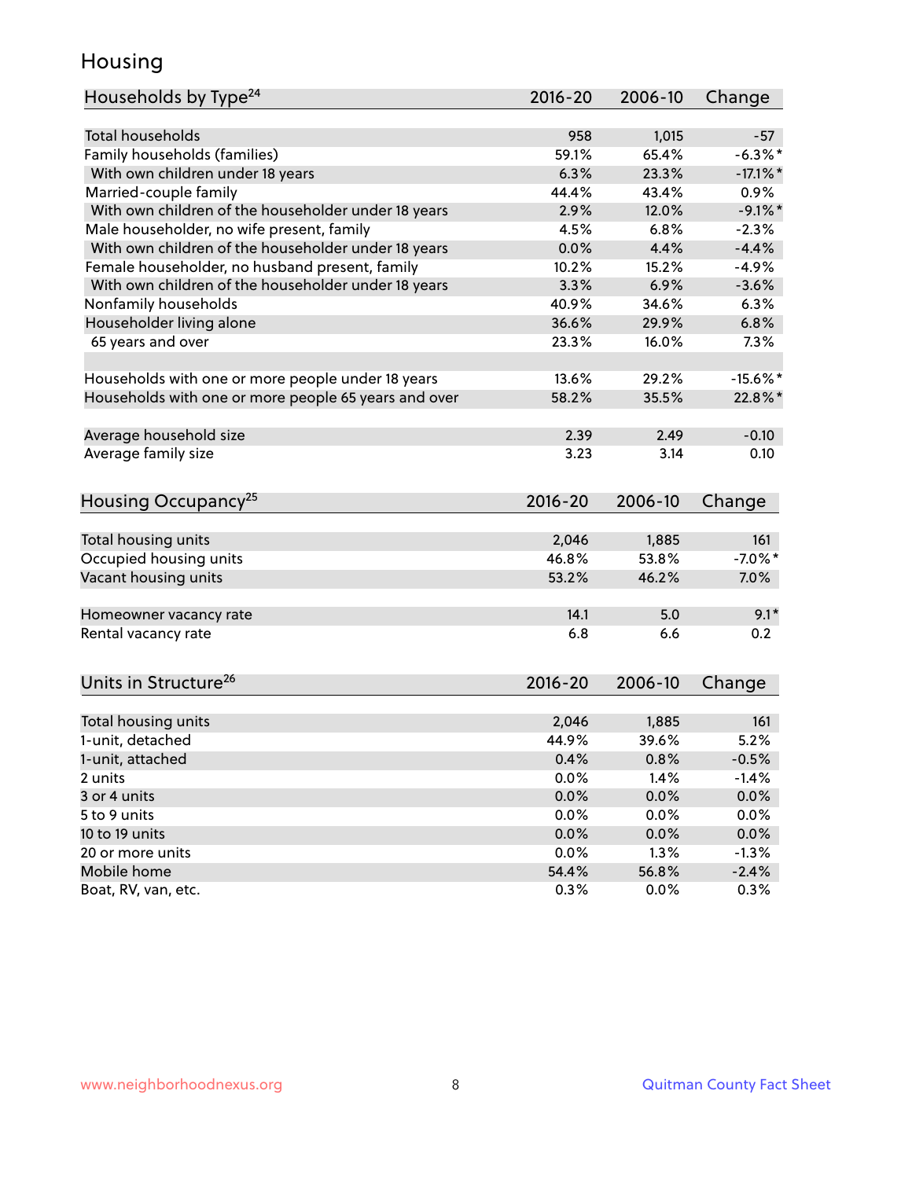# Housing

| Households by Type[24] | 2016-20 | 2006-10 | Change |
|---|---|---|---|
| Total households | 958 | 1,015 | -57 |
| Family households (families) | 59.1% | 65.4% | -6.3%* |
| With own children under 18 years | 6.3% | 23.3% | -17.1%* |
| Married-couple family | 44.4% | 43.4% | 0.9% |
| With own children of the householder under 18 years | 2.9% | 12.0% | -9.1%* |
| Male householder, no wife present, family | 4.5% | 6.8% | -2.3% |
| With own children of the householder under 18 years | 0.0% | 4.4% | -4.4% |
| Female householder, no husband present, family | 10.2% | 15.2% | -4.9% |
| With own children of the householder under 18 years | 3.3% | 6.9% | -3.6% |
| Nonfamily households | 40.9% | 34.6% | 6.3% |
| Householder living alone | 36.6% | 29.9% | 6.8% |
| 65 years and over | 23.3% | 16.0% | 7.3% |
| | | | |
| Households with one or more people under 18 years | 13.6% | 29.2% | -15.6%* |
| Households with one or more people 65 years and over | 58.2% | 35.5% | 22.8%* |
| | | | |
| Average household size | 2.39 | 2.49 | -0.10 |
| Average family size | 3.23 | 3.14 | 0.10 |

| Housing Occupancy[25] | 2016-20 | 2006-10 | Change |
|---|---|---|---|
| Total housing units | 2,046 | 1,885 | 161 |
| Occupied housing units | 46.8% | 53.8% | -7.0%* |
| Vacant housing units | 53.2% | 46.2% | 7.0% |
| | | | |
| Homeowner vacancy rate | 14.1 | 5.0 | 9.1* |
| Rental vacancy rate | 6.8 | 6.6 | 0.2 |

| Units in Structure[26] | 2016-20 | 2006-10 | Change |
|---|---|---|---|
| Total housing units | 2,046 | 1,885 | 161 |
| 1-unit, detached | 44.9% | 39.6% | 5.2% |
| 1-unit, attached | 0.4% | 0.8% | -0.5% |
| 2 units | 0.0% | 1.4% | -1.4% |
| 3 or 4 units | 0.0% | 0.0% | 0.0% |
| 5 to 9 units | 0.0% | 0.0% | 0.0% |
| 10 to 19 units | 0.0% | 0.0% | 0.0% |
| 20 or more units | 0.0% | 1.3% | -1.3% |
| Mobile home | 54.4% | 56.8% | -2.4% |
| Boat, RV, van, etc. | 0.3% | 0.0% | 0.3% |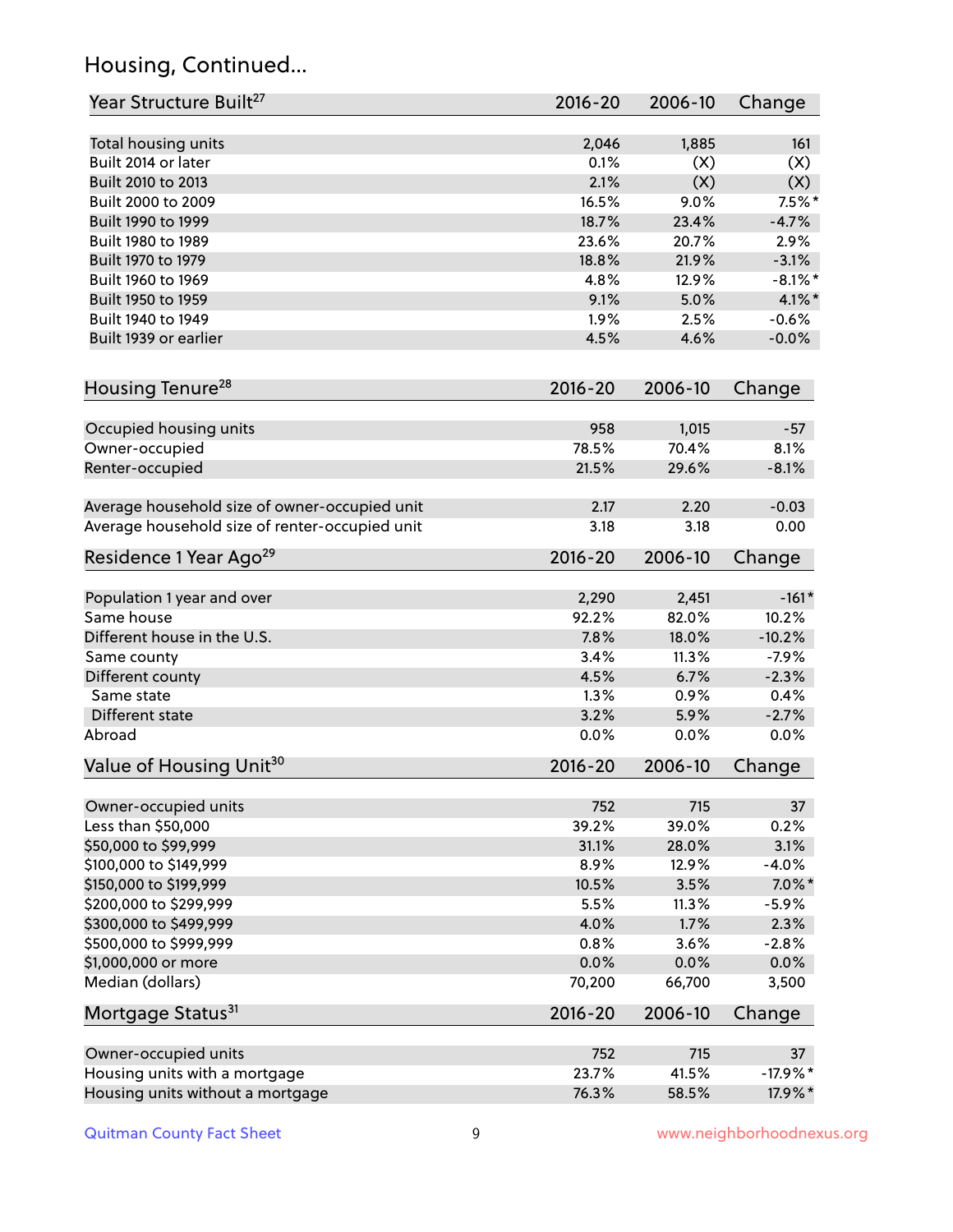## Housing, Continued...

| Year Structure Built[27] | 2016-20 | 2006-10 | Change |
|---|---|---|---|
| Total housing units | 2,046 | 1,885 | 161 |
| Built 2014 or later | 0.1% | (X) | (X) |
| Built 2010 to 2013 | 2.1% | (X) | (X) |
| Built 2000 to 2009 | 16.5% | 9.0% | 7.5%* |
| Built 1990 to 1999 | 18.7% | 23.4% | -4.7% |
| Built 1980 to 1989 | 23.6% | 20.7% | 2.9% |
| Built 1970 to 1979 | 18.8% | 21.9% | -3.1% |
| Built 1960 to 1969 | 4.8% | 12.9% | -8.1%* |
| Built 1950 to 1959 | 9.1% | 5.0% | 4.1%* |
| Built 1940 to 1949 | 1.9% | 2.5% | -0.6% |
| Built 1939 or earlier | 4.5% | 4.6% | -0.0% |

| Housing Tenure[28] | 2016-20 | 2006-10 | Change |
|---|---|---|---|
| Occupied housing units | 958 | 1,015 | -57 |
| Owner-occupied | 78.5% | 70.4% | 8.1% |
| Renter-occupied | 21.5% | 29.6% | -8.1% |
| Average household size of owner-occupied unit | 2.17 | 2.20 | -0.03 |
| Average household size of renter-occupied unit | 3.18 | 3.18 | 0.00 |

| Residence 1 Year Ago[29] | 2016-20 | 2006-10 | Change |
|---|---|---|---|
| Population 1 year and over | 2,290 | 2,451 | -161* |
| Same house | 92.2% | 82.0% | 10.2% |
| Different house in the U.S. | 7.8% | 18.0% | -10.2% |
| Same county | 3.4% | 11.3% | -7.9% |
| Different county | 4.5% | 6.7% | -2.3% |
| Same state | 1.3% | 0.9% | 0.4% |
| Different state | 3.2% | 5.9% | -2.7% |
| Abroad | 0.0% | 0.0% | 0.0% |

| Value of Housing Unit[30] | 2016-20 | 2006-10 | Change |
|---|---|---|---|
| Owner-occupied units | 752 | 715 | 37 |
| Less than $50,000 | 39.2% | 39.0% | 0.2% |
| $50,000 to $99,999 | 31.1% | 28.0% | 3.1% |
| $100,000 to $149,999 | 8.9% | 12.9% | -4.0% |
| $150,000 to $199,999 | 10.5% | 3.5% | 7.0%* |
| $200,000 to $299,999 | 5.5% | 11.3% | -5.9% |
| $300,000 to $499,999 | 4.0% | 1.7% | 2.3% |
| $500,000 to $999,999 | 0.8% | 3.6% | -2.8% |
| $1,000,000 or more | 0.0% | 0.0% | 0.0% |
| Median (dollars) | 70,200 | 66,700 | 3,500 |

| Mortgage Status[31] | 2016-20 | 2006-10 | Change |
|---|---|---|---|
| Owner-occupied units | 752 | 715 | 37 |
| Housing units with a mortgage | 23.7% | 41.5% | -17.9%* |
| Housing units without a mortgage | 76.3% | 58.5% | 17.9%* |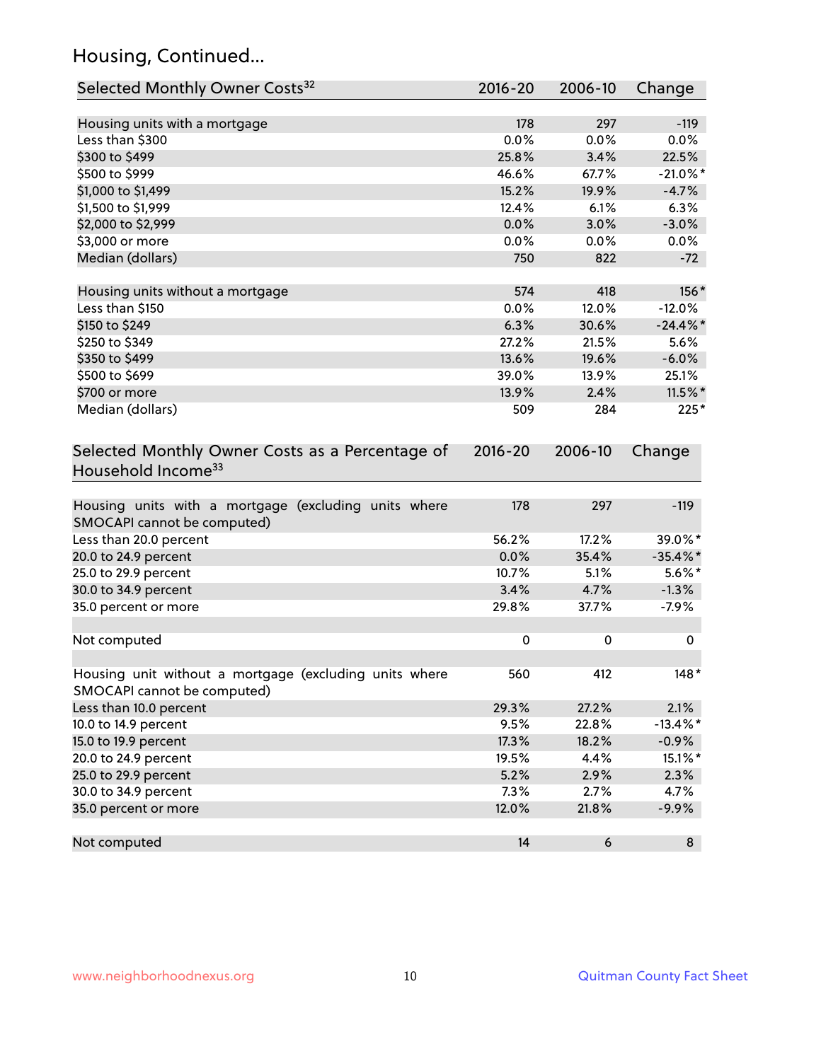## Housing, Continued...

| Selected Monthly Owner Costs[32] | 2016-20 | 2006-10 | Change |
|---|---|---|---|
| Housing units with a mortgage | 178 | 297 | -119 |
| Less than $300 | 0.0% | 0.0% | 0.0% |
| $300 to $499 | 25.8% | 3.4% | 22.5% |
| $500 to $999 | 46.6% | 67.7% | -21.0%* |
| $1,000 to $1,499 | 15.2% | 19.9% | -4.7% |
| $1,500 to $1,999 | 12.4% | 6.1% | 6.3% |
| $2,000 to $2,999 | 0.0% | 3.0% | -3.0% |
| $3,000 or more | 0.0% | 0.0% | 0.0% |
| Median (dollars) | 750 | 822 | -72 |
| | | | |
| Housing units without a mortgage | 574 | 418 | 156* |
| Less than $150 | 0.0% | 12.0% | -12.0% |
| $150 to $249 | 6.3% | 30.6% | -24.4%* |
| $250 to $349 | 27.2% | 21.5% | 5.6% |
| $350 to $499 | 13.6% | 19.6% | -6.0% |
| $500 to $699 | 39.0% | 13.9% | 25.1% |
| $700 or more | 13.9% | 2.4% | 11.5%* |
| Median (dollars) | 509 | 284 | 225* |

| Selected Monthly Owner Costs as a Percentage of Household Income[33] | 2016-20 | 2006-10 | Change |
|---|---|---|---|
| Housing units with a mortgage (excluding units where SMOCAPI cannot be computed) | 178 | 297 | -119 |
| Less than 20.0 percent | 56.2% | 17.2% | 39.0%* |
| 20.0 to 24.9 percent | 0.0% | 35.4% | -35.4%* |
| 25.0 to 29.9 percent | 10.7% | 5.1% | 5.6%* |
| 30.0 to 34.9 percent | 3.4% | 4.7% | -1.3% |
| 35.0 percent or more | 29.8% | 37.7% | -7.9% |
| | | | |
| Not computed | 0 | 0 | 0 |
| | | | |
| Housing unit without a mortgage (excluding units where SMOCAPI cannot be computed) | 560 | 412 | 148* |
| Less than 10.0 percent | 29.3% | 27.2% | 2.1% |
| 10.0 to 14.9 percent | 9.5% | 22.8% | -13.4%* |
| 15.0 to 19.9 percent | 17.3% | 18.2% | -0.9% |
| 20.0 to 24.9 percent | 19.5% | 4.4% | 15.1%* |
| 25.0 to 29.9 percent | 5.2% | 2.9% | 2.3% |
| 30.0 to 34.9 percent | 7.3% | 2.7% | 4.7% |
| 35.0 percent or more | 12.0% | 21.8% | -9.9% |
| | | | |
| Not computed | 14 | 6 | 8 |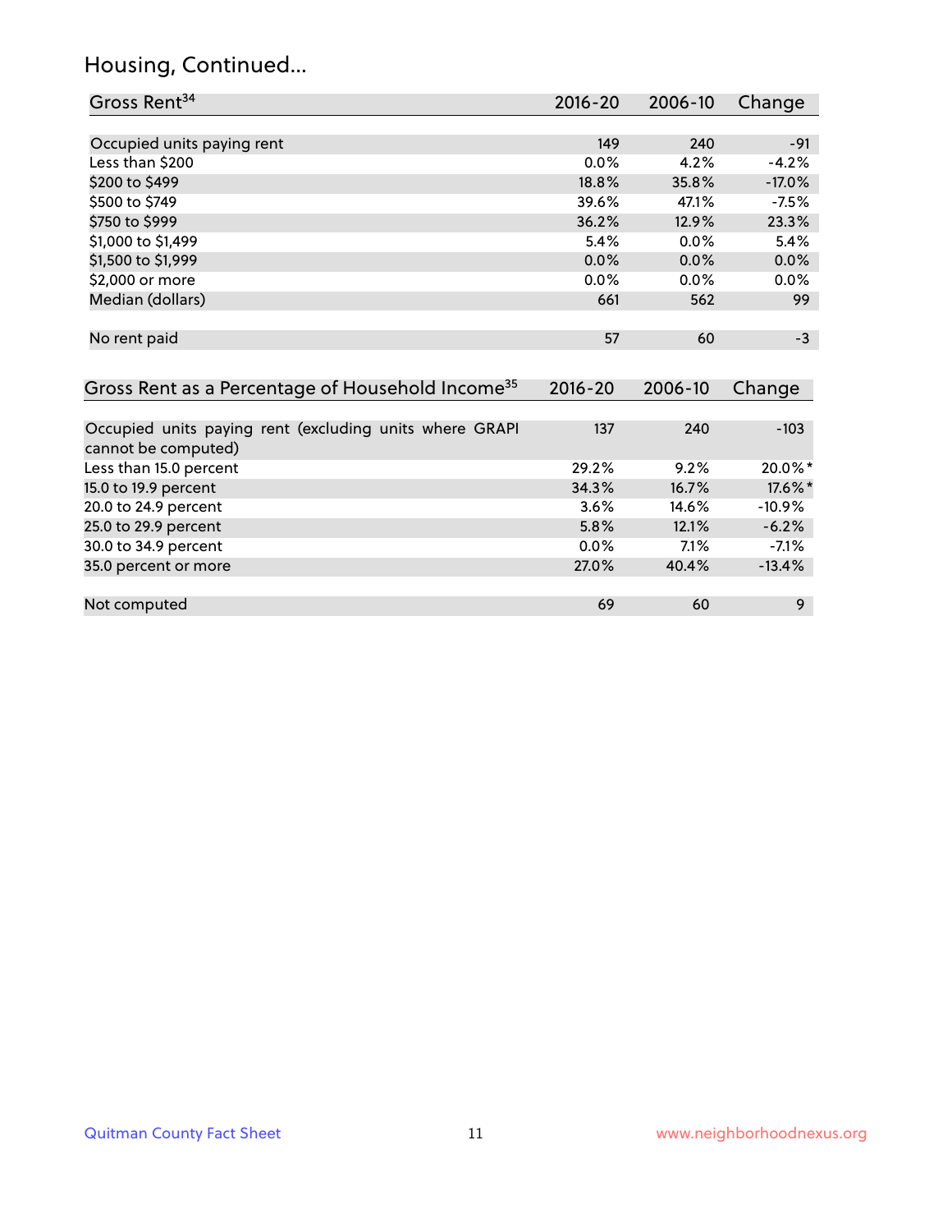## Housing, Continued...

| Gross Rent[34] | 2016-20 | 2006-10 | Change |
|---|---|---|---|
| Occupied units paying rent | 149 | 240 | -91 |
| Less than $200 | 0.0% | 4.2% | -4.2% |
| $200 to $499 | 18.8% | 35.8% | -17.0% |
| $500 to $749 | 39.6% | 47.1% | -7.5% |
| $750 to $999 | 36.2% | 12.9% | 23.3% |
| $1,000 to $1,499 | 5.4% | 0.0% | 5.4% |
| $1,500 to $1,999 | 0.0% | 0.0% | 0.0% |
| $2,000 or more | 0.0% | 0.0% | 0.0% |
| Median (dollars) | 661 | 562 | 99 |
| No rent paid | 57 | 60 | -3 |

| Gross Rent as a Percentage of Household Income[35] | 2016-20 | 2006-10 | Change |
|---|---|---|---|
| Occupied units paying rent (excluding units where GRAPI cannot be computed) | 137 | 240 | -103 |
| Less than 15.0 percent | 29.2% | 9.2% | 20.0%* |
| 15.0 to 19.9 percent | 34.3% | 16.7% | 17.6%* |
| 20.0 to 24.9 percent | 3.6% | 14.6% | -10.9% |
| 25.0 to 29.9 percent | 5.8% | 12.1% | -6.2% |
| 30.0 to 34.9 percent | 0.0% | 7.1% | -7.1% |
| 35.0 percent or more | 27.0% | 40.4% | -13.4% |
| Not computed | 69 | 60 | 9 |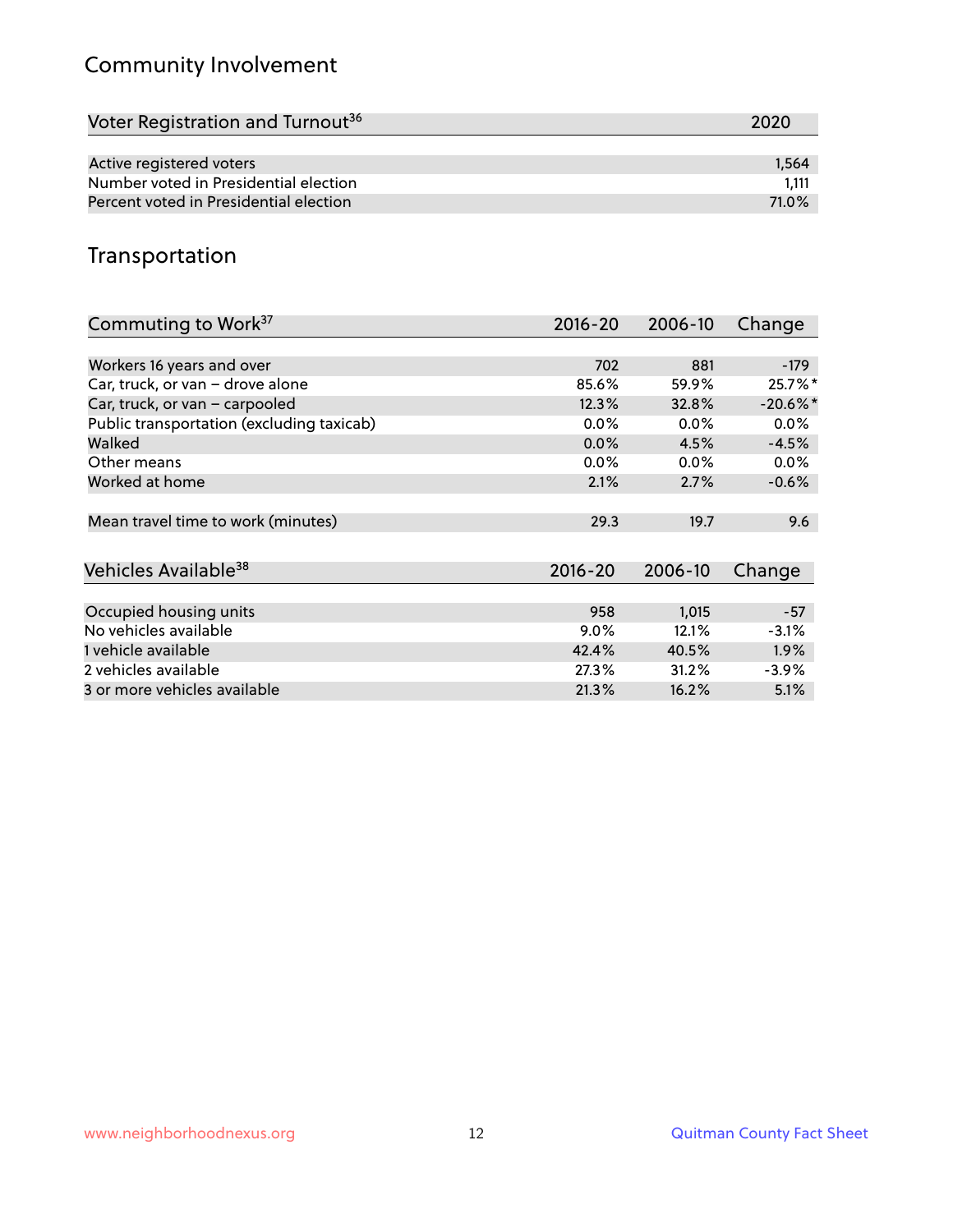## Community Involvement

| Voter Registration and Turnout[36] | 2020 |
|---|---|
| Active registered voters | 1,564 |
| Number voted in Presidential election | 1,111 |
| Percent voted in Presidential election | 71.0% |

## Transportation

| Commuting to Work[37] | 2016-20 | 2006-10 | Change |
|---|---|---|---|
| Workers 16 years and over | 702 | 881 | -179 |
| Car, truck, or van – drove alone | 85.6% | 59.9% | 25.7%* |
| Car, truck, or van – carpooled | 12.3% | 32.8% | -20.6%* |
| Public transportation (excluding taxicab) | 0.0% | 0.0% | 0.0% |
| Walked | 0.0% | 4.5% | -4.5% |
| Other means | 0.0% | 0.0% | 0.0% |
| Worked at home | 2.1% | 2.7% | -0.6% |
| Mean travel time to work (minutes) | 29.3 | 19.7 | 9.6 |

| Vehicles Available[38] | 2016-20 | 2006-10 | Change |
|---|---|---|---|
| Occupied housing units | 958 | 1,015 | -57 |
| No vehicles available | 9.0% | 12.1% | -3.1% |
| 1 vehicle available | 42.4% | 40.5% | 1.9% |
| 2 vehicles available | 27.3% | 31.2% | -3.9% |
| 3 or more vehicles available | 21.3% | 16.2% | 5.1% |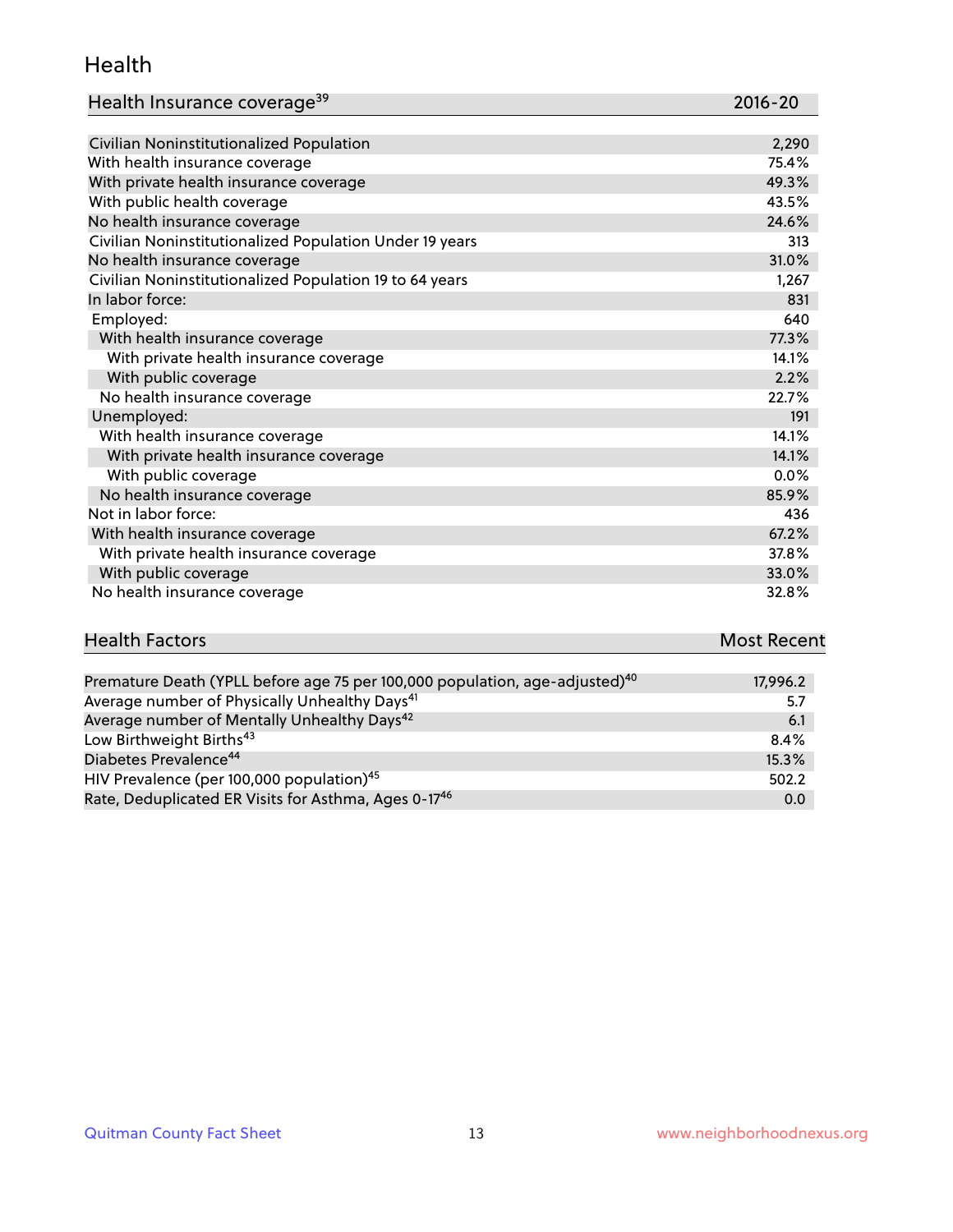## Health

| Health Insurance coverage[39] | 2016-20 |
| --- | --- |
| Civilian Noninstitutionalized Population | 2,290 |
| With health insurance coverage | 75.4% |
| With private health insurance coverage | 49.3% |
| With public health coverage | 43.5% |
| No health insurance coverage | 24.6% |
| Civilian Noninstitutionalized Population Under 19 years | 313 |
| No health insurance coverage | 31.0% |
| Civilian Noninstitutionalized Population 19 to 64 years | 1,267 |
| In labor force: | 831 |
| Employed: | 640 |
| With health insurance coverage | 77.3% |
| With private health insurance coverage | 14.1% |
| With public coverage | 2.2% |
| No health insurance coverage | 22.7% |
| Unemployed: | 191 |
| With health insurance coverage | 14.1% |
| With private health insurance coverage | 14.1% |
| With public coverage | 0.0% |
| No health insurance coverage | 85.9% |
| Not in labor force: | 436 |
| With health insurance coverage | 67.2% |
| With private health insurance coverage | 37.8% |
| With public coverage | 33.0% |
| No health insurance coverage | 32.8% |

| Health Factors | Most Recent |
| --- | --- |
| Premature Death (YPLL before age 75 per 100,000 population, age-adjusted)[40] | 17,996.2 |
| Average number of Physically Unhealthy Days[41] | 5.7 |
| Average number of Mentally Unhealthy Days[42] | 6.1 |
| Low Birthweight Births[43] | 8.4% |
| Diabetes Prevalence[44] | 15.3% |
| HIV Prevalence (per 100,000 population)[45] | 502.2 |
| Rate, Deduplicated ER Visits for Asthma, Ages 0-17[46] | 0.0 |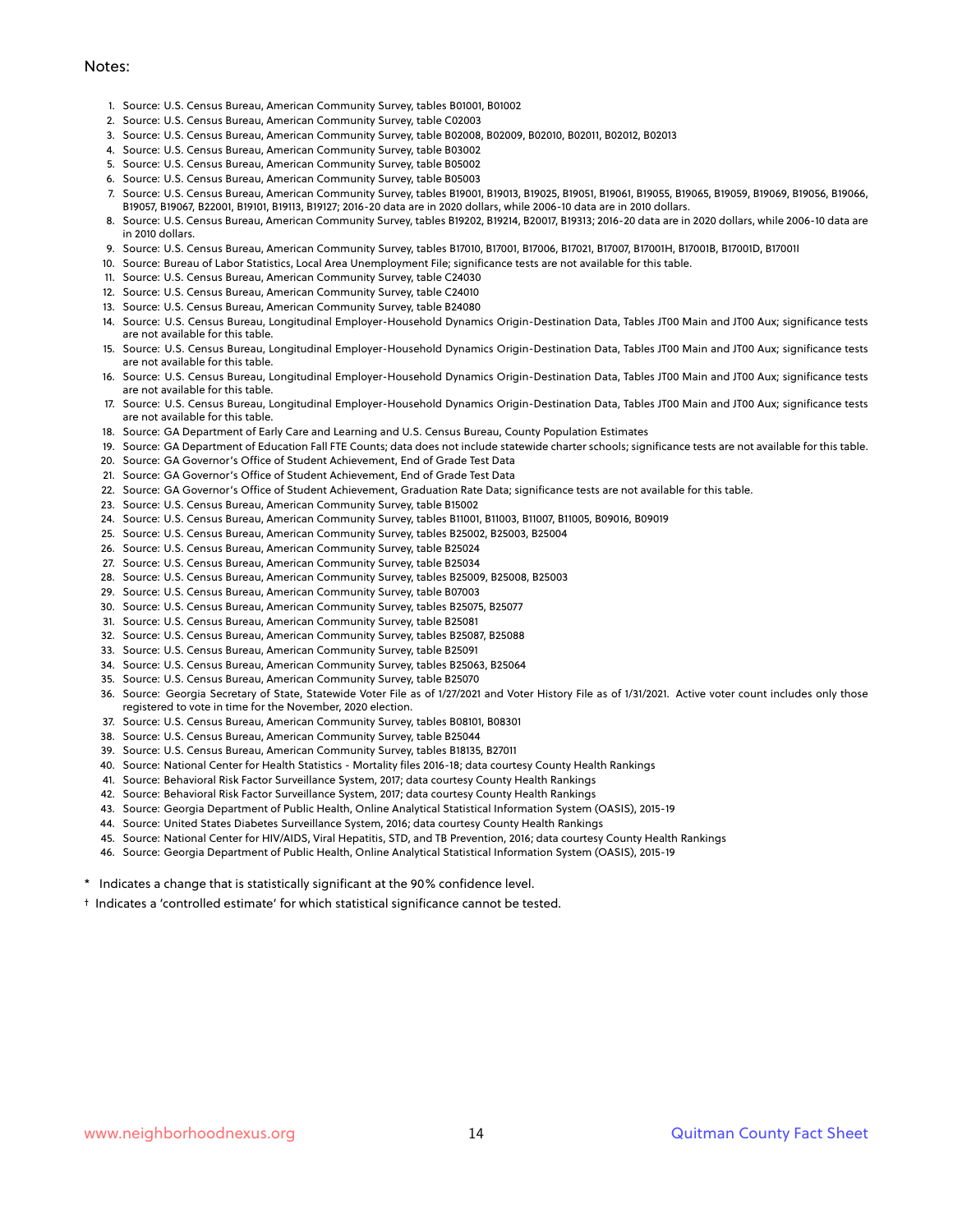Notes:

1. Source: U.S. Census Bureau, American Community Survey, tables B01001, B01002
2. Source: U.S. Census Bureau, American Community Survey, table C02003
3. Source: U.S. Census Bureau, American Community Survey, table B02008, B02009, B02010, B02011, B02012, B02013
4. Source: U.S. Census Bureau, American Community Survey, table B03002
5. Source: U.S. Census Bureau, American Community Survey, table B05002
6. Source: U.S. Census Bureau, American Community Survey, table B05003
7. Source: U.S. Census Bureau, American Community Survey, tables B19001, B19013, B19025, B19051, B19061, B19055, B19065, B19059, B19069, B19056, B19066, B19057, B19067, B22001, B19101, B19113, B19127; 2016-20 data are in 2020 dollars, while 2006-10 data are in 2010 dollars.
8. Source: U.S. Census Bureau, American Community Survey, tables B19202, B19214, B20017, B19313; 2016-20 data are in 2020 dollars, while 2006-10 data are in 2010 dollars.
9. Source: U.S. Census Bureau, American Community Survey, tables B17010, B17001, B17006, B17021, B17007, B17001H, B17001B, B17001D, B17001I
10. Source: Bureau of Labor Statistics, Local Area Unemployment File; significance tests are not available for this table.
11. Source: U.S. Census Bureau, American Community Survey, table C24030
12. Source: U.S. Census Bureau, American Community Survey, table C24010
13. Source: U.S. Census Bureau, American Community Survey, table B24080
14. Source: U.S. Census Bureau, Longitudinal Employer-Household Dynamics Origin-Destination Data, Tables JT00 Main and JT00 Aux; significance tests are not available for this table.
15. Source: U.S. Census Bureau, Longitudinal Employer-Household Dynamics Origin-Destination Data, Tables JT00 Main and JT00 Aux; significance tests are not available for this table.
16. Source: U.S. Census Bureau, Longitudinal Employer-Household Dynamics Origin-Destination Data, Tables JT00 Main and JT00 Aux; significance tests are not available for this table.
17. Source: U.S. Census Bureau, Longitudinal Employer-Household Dynamics Origin-Destination Data, Tables JT00 Main and JT00 Aux; significance tests are not available for this table.
18. Source: GA Department of Early Care and Learning and U.S. Census Bureau, County Population Estimates
19. Source: GA Department of Education Fall FTE Counts; data does not include statewide charter schools; significance tests are not available for this table.
20. Source: GA Governor's Office of Student Achievement, End of Grade Test Data
21. Source: GA Governor's Office of Student Achievement, End of Grade Test Data
22. Source: GA Governor's Office of Student Achievement, Graduation Rate Data; significance tests are not available for this table.
23. Source: U.S. Census Bureau, American Community Survey, table B15002
24. Source: U.S. Census Bureau, American Community Survey, tables B11001, B11003, B11007, B11005, B09016, B09019
25. Source: U.S. Census Bureau, American Community Survey, tables B25002, B25003, B25004
26. Source: U.S. Census Bureau, American Community Survey, table B25024
27. Source: U.S. Census Bureau, American Community Survey, table B25034
28. Source: U.S. Census Bureau, American Community Survey, tables B25009, B25008, B25003
29. Source: U.S. Census Bureau, American Community Survey, table B07003
30. Source: U.S. Census Bureau, American Community Survey, tables B25075, B25077
31. Source: U.S. Census Bureau, American Community Survey, table B25081
32. Source: U.S. Census Bureau, American Community Survey, tables B25087, B25088
33. Source: U.S. Census Bureau, American Community Survey, table B25091
34. Source: U.S. Census Bureau, American Community Survey, tables B25063, B25064
35. Source: U.S. Census Bureau, American Community Survey, table B25070
36. Source: Georgia Secretary of State, Statewide Voter File as of 1/27/2021 and Voter History File as of 1/31/2021. Active voter count includes only those registered to vote in time for the November, 2020 election.
37. Source: U.S. Census Bureau, American Community Survey, tables B08101, B08301
38. Source: U.S. Census Bureau, American Community Survey, table B25044
39. Source: U.S. Census Bureau, American Community Survey, tables B18135, B27011
40. Source: National Center for Health Statistics - Mortality files 2016-18; data courtesy County Health Rankings
41. Source: Behavioral Risk Factor Surveillance System, 2017; data courtesy County Health Rankings
42. Source: Behavioral Risk Factor Surveillance System, 2017; data courtesy County Health Rankings
43. Source: Georgia Department of Public Health, Online Analytical Statistical Information System (OASIS), 2015-19
44. Source: United States Diabetes Surveillance System, 2016; data courtesy County Health Rankings
45. Source: National Center for HIV/AIDS, Viral Hepatitis, STD, and TB Prevention, 2016; data courtesy County Health Rankings
46. Source: Georgia Department of Public Health, Online Analytical Statistical Information System (OASIS), 2015-19

\* Indicates a change that is statistically significant at the 90% confidence level.

† Indicates a 'controlled estimate' for which statistical significance cannot be tested.